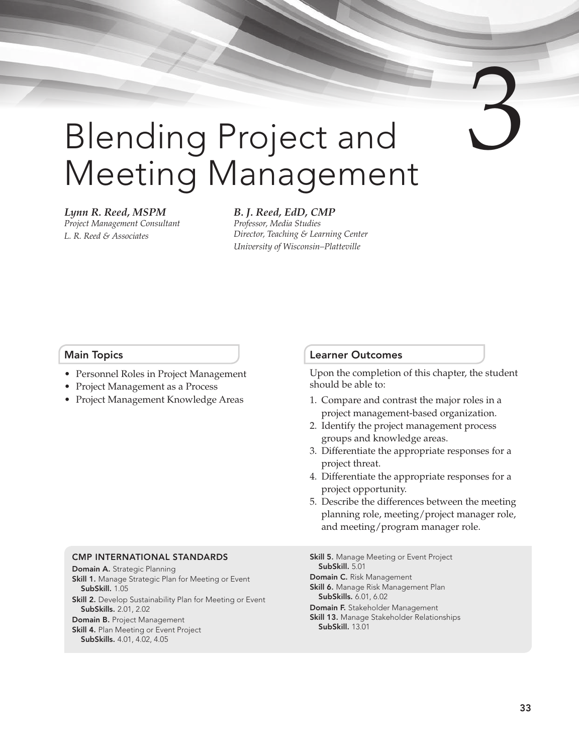# 3

# Blending Project and Meeting Management

***Lynn R. Reed, MSPM***
*Project Management Consultant*
*L. R. Reed & Associates*

***B. J. Reed, EdD, CMP***
*Professor, Media Studies*
*Director, Teaching & Learning Center*
*University of Wisconsin–Platteville*

## Main Topics

- Personnel Roles in Project Management
- Project Management as a Process
- Project Management Knowledge Areas

## Learner Outcomes

Upon the completion of this chapter, the student should be able to:

1. Compare and contrast the major roles in a project management-based organization.
2. Identify the project management process groups and knowledge areas.
3. Differentiate the appropriate responses for a project threat.
4. Differentiate the appropriate responses for a project opportunity.
5. Describe the differences between the meeting planning role, meeting/project manager role, and meeting/program manager role.

### CMP INTERNATIONAL STANDARDS

**Domain A.** Strategic Planning
**Skill 1.** Manage Strategic Plan for Meeting or Event
**SubSkill.** 1.05
**Skill 2.** Develop Sustainability Plan for Meeting or Event
**SubSkills.** 2.01, 2.02
**Domain B.** Project Management
**Skill 4.** Plan Meeting or Event Project
**SubSkills.** 4.01, 4.02, 4.05
**Skill 5.** Manage Meeting or Event Project
**SubSkill.** 5.01
**Domain C.** Risk Management
**Skill 6.** Manage Risk Management Plan
**SubSkills.** 6.01, 6.02
**Domain F.** Stakeholder Management
**Skill 13.** Manage Stakeholder Relationships
**SubSkill.** 13.01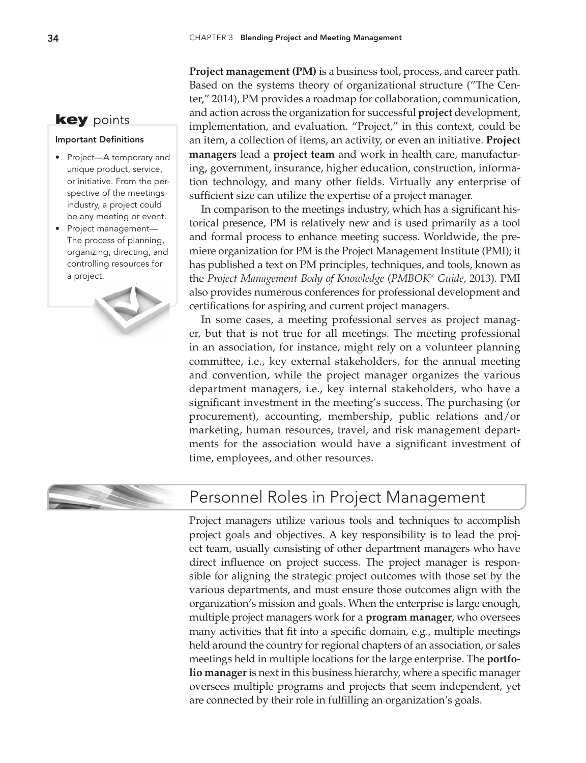**Project management (PM)** is a business tool, process, and career path. Based on the systems theory of organizational structure ("The Center," 2014), PM provides a roadmap for collaboration, communication, and action across the organization for successful **project** development, implementation, and evaluation. "Project," in this context, could be an item, a collection of items, an activity, or even an initiative. **Project managers** lead a **project team** and work in health care, manufacturing, government, insurance, higher education, construction, information technology, and many other fields. Virtually any enterprise of sufficient size can utilize the expertise of a project manager.

> **key points**
>
> **Important Definitions**
>
> - Project—A temporary and unique product, service, or initiative. From the perspective of the meetings industry, a project could be any meeting or event.
> - Project management—The process of planning, organizing, directing, and controlling resources for a project.

In comparison to the meetings industry, which has a significant historical presence, PM is relatively new and is used primarily as a tool and formal process to enhance meeting success. Worldwide, the premiere organization for PM is the Project Management Institute (PMI); it has published a text on PM principles, techniques, and tools, known as the *Project Management Body of Knowledge* (*PMBOK® Guide,* 2013). PMI also provides numerous conferences for professional development and certifications for aspiring and current project managers.

In some cases, a meeting professional serves as project manager, but that is not true for all meetings. The meeting professional in an association, for instance, might rely on a volunteer planning committee, i.e., key external stakeholders, for the annual meeting and convention, while the project manager organizes the various department managers, i.e., key internal stakeholders, who have a significant investment in the meeting's success. The purchasing (or procurement), accounting, membership, public relations and/or marketing, human resources, travel, and risk management departments for the association would have a significant investment of time, employees, and other resources.

## Personnel Roles in Project Management

Project managers utilize various tools and techniques to accomplish project goals and objectives. A key responsibility is to lead the project team, usually consisting of other department managers who have direct influence on project success. The project manager is responsible for aligning the strategic project outcomes with those set by the various departments, and must ensure those outcomes align with the organization's mission and goals. When the enterprise is large enough, multiple project managers work for a **program manager**, who oversees many activities that fit into a specific domain, e.g., multiple meetings held around the country for regional chapters of an association, or sales meetings held in multiple locations for the large enterprise. The **portfolio manager** is next in this business hierarchy, where a specific manager oversees multiple programs and projects that seem independent, yet are connected by their role in fulfilling an organization's goals.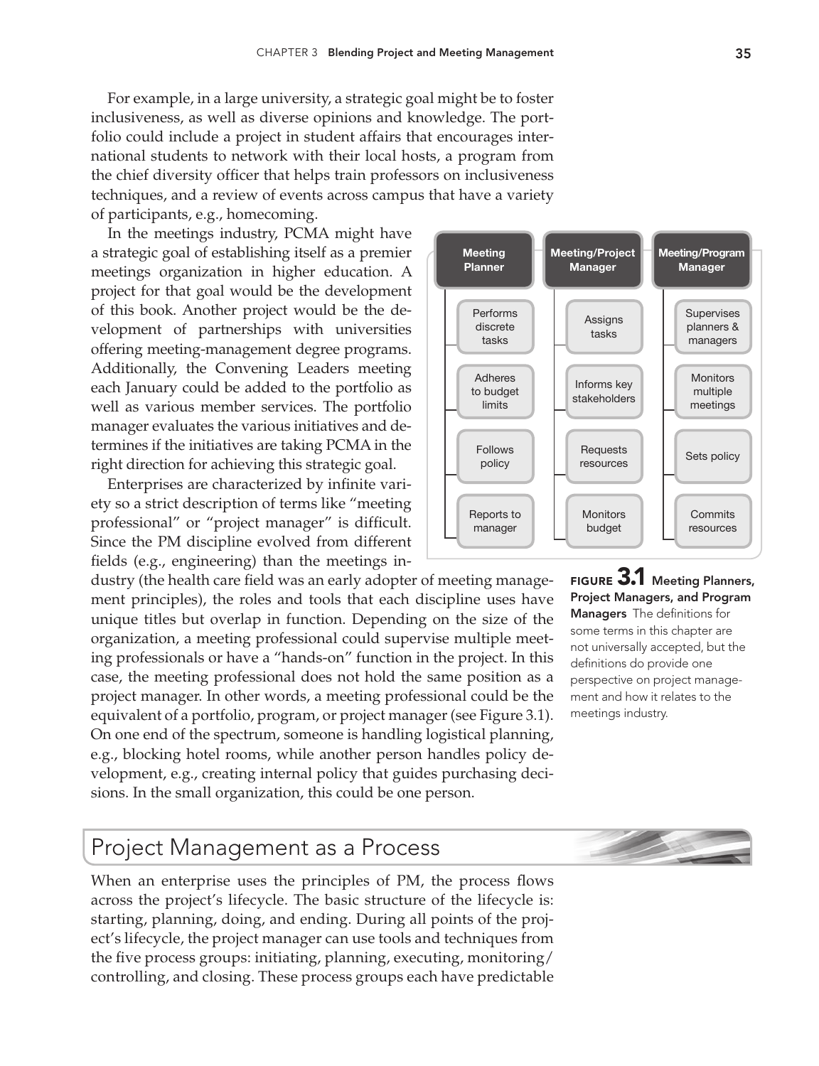For example, in a large university, a strategic goal might be to foster inclusiveness, as well as diverse opinions and knowledge. The portfolio could include a project in student affairs that encourages international students to network with their local hosts, a program from the chief diversity officer that helps train professors on inclusiveness techniques, and a review of events across campus that have a variety of participants, e.g., homecoming.

In the meetings industry, PCMA might have a strategic goal of establishing itself as a premier meetings organization in higher education. A project for that goal would be the development of this book. Another project would be the development of partnerships with universities offering meeting-management degree programs. Additionally, the Convening Leaders meeting each January could be added to the portfolio as well as various member services. The portfolio manager evaluates the various initiatives and determines if the initiatives are taking PCMA in the right direction for achieving this strategic goal.

Enterprises are characterized by infinite variety so a strict description of terms like "meeting professional" or "project manager" is difficult. Since the PM discipline evolved from different fields (e.g., engineering) than the meetings industry (the health care field was an early adopter of meeting management principles), the roles and tools that each discipline uses have unique titles but overlap in function. Depending on the size of the organization, a meeting professional could supervise multiple meeting professionals or have a "hands-on" function in the project. In this case, the meeting professional does not hold the same position as a project manager. In other words, a meeting professional could be the equivalent of a portfolio, program, or project manager (see Figure 3.1). On one end of the spectrum, someone is handling logistical planning, e.g., blocking hotel rooms, while another person handles policy development, e.g., creating internal policy that guides purchasing decisions. In the small organization, this could be one person.

| Meeting Planner | Meeting/Project Manager | Meeting/Program Manager |
|---|---|---|
| Performs discrete tasks | Assigns tasks | Supervises planners & managers |
| Adheres to budget limits | Informs key stakeholders | Monitors multiple meetings |
| Follows policy | Requests resources | Sets policy |
| Reports to manager | Monitors budget | Commits resources |

**FIGURE 3.1 Meeting Planners, Project Managers, and Program Managers** The definitions for some terms in this chapter are not universally accepted, but the definitions do provide one perspective on project management and how it relates to the meetings industry.

## Project Management as a Process

When an enterprise uses the principles of PM, the process flows across the project's lifecycle. The basic structure of the lifecycle is: starting, planning, doing, and ending. During all points of the project's lifecycle, the project manager can use tools and techniques from the five process groups: initiating, planning, executing, monitoring/controlling, and closing. These process groups each have predictable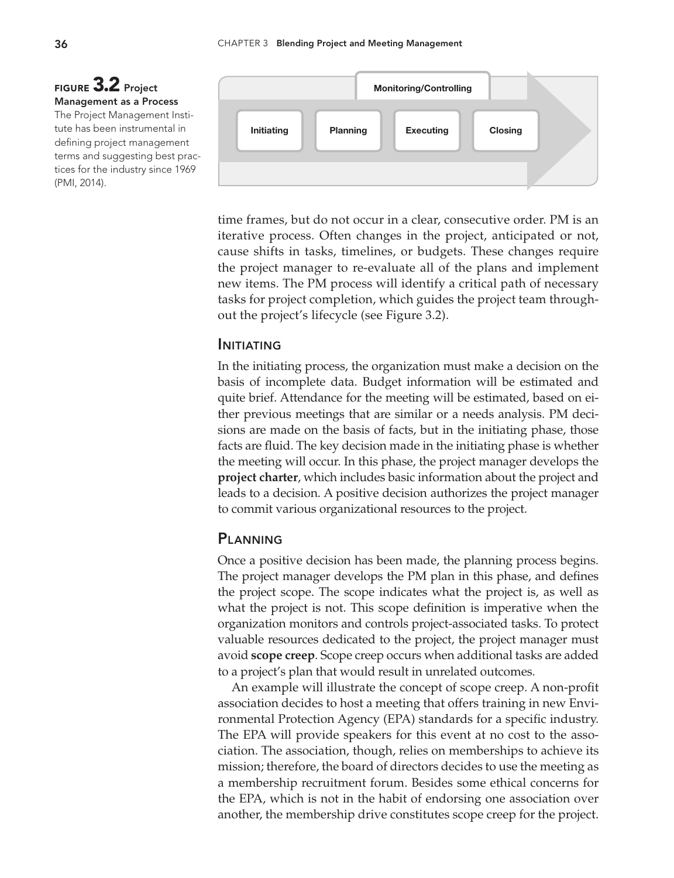**FIGURE 3.2 Project Management as a Process**
The Project Management Institute has been instrumental in defining project management terms and suggesting best practices for the industry since 1969 (PMI, 2014).

Monitoring/Controlling

Initiating → Planning → Executing → Closing

time frames, but do not occur in a clear, consecutive order. PM is an iterative process. Often changes in the project, anticipated or not, cause shifts in tasks, timelines, or budgets. These changes require the project manager to re-evaluate all of the plans and implement new items. The PM process will identify a critical path of necessary tasks for project completion, which guides the project team throughout the project's lifecycle (see Figure 3.2).

## Initiating

In the initiating process, the organization must make a decision on the basis of incomplete data. Budget information will be estimated and quite brief. Attendance for the meeting will be estimated, based on either previous meetings that are similar or a needs analysis. PM decisions are made on the basis of facts, but in the initiating phase, those facts are fluid. The key decision made in the initiating phase is whether the meeting will occur. In this phase, the project manager develops the **project charter**, which includes basic information about the project and leads to a decision. A positive decision authorizes the project manager to commit various organizational resources to the project.

## Planning

Once a positive decision has been made, the planning process begins. The project manager develops the PM plan in this phase, and defines the project scope. The scope indicates what the project is, as well as what the project is not. This scope definition is imperative when the organization monitors and controls project-associated tasks. To protect valuable resources dedicated to the project, the project manager must avoid **scope creep**. Scope creep occurs when additional tasks are added to a project's plan that would result in unrelated outcomes.

An example will illustrate the concept of scope creep. A non-profit association decides to host a meeting that offers training in new Environmental Protection Agency (EPA) standards for a specific industry. The EPA will provide speakers for this event at no cost to the association. The association, though, relies on memberships to achieve its mission; therefore, the board of directors decides to use the meeting as a membership recruitment forum. Besides some ethical concerns for the EPA, which is not in the habit of endorsing one association over another, the membership drive constitutes scope creep for the project.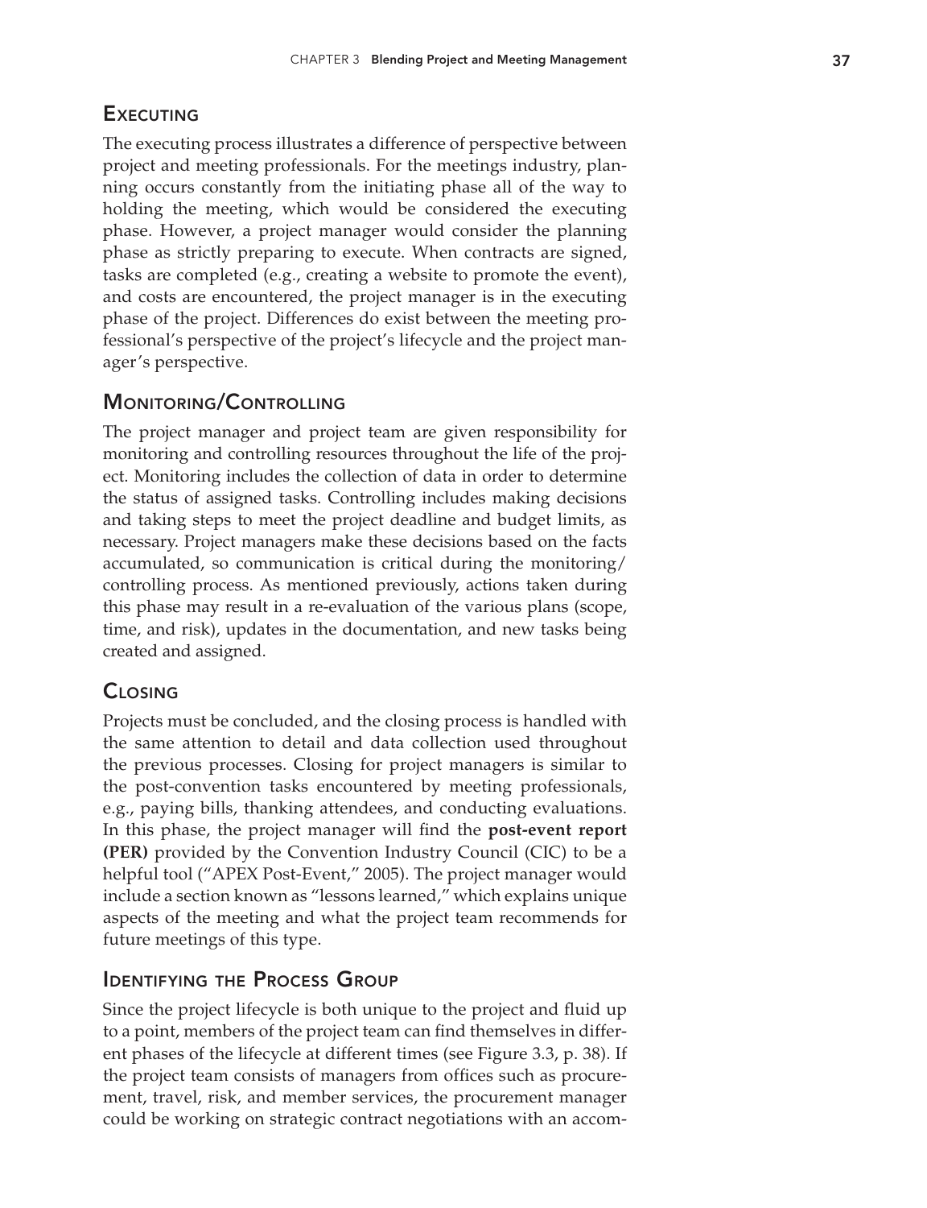## Executing

The executing process illustrates a difference of perspective between project and meeting professionals. For the meetings industry, planning occurs constantly from the initiating phase all of the way to holding the meeting, which would be considered the executing phase. However, a project manager would consider the planning phase as strictly preparing to execute. When contracts are signed, tasks are completed (e.g., creating a website to promote the event), and costs are encountered, the project manager is in the executing phase of the project. Differences do exist between the meeting professional's perspective of the project's lifecycle and the project manager's perspective.

## Monitoring/Controlling

The project manager and project team are given responsibility for monitoring and controlling resources throughout the life of the project. Monitoring includes the collection of data in order to determine the status of assigned tasks. Controlling includes making decisions and taking steps to meet the project deadline and budget limits, as necessary. Project managers make these decisions based on the facts accumulated, so communication is critical during the monitoring/controlling process. As mentioned previously, actions taken during this phase may result in a re-evaluation of the various plans (scope, time, and risk), updates in the documentation, and new tasks being created and assigned.

## Closing

Projects must be concluded, and the closing process is handled with the same attention to detail and data collection used throughout the previous processes. Closing for project managers is similar to the post-convention tasks encountered by meeting professionals, e.g., paying bills, thanking attendees, and conducting evaluations. In this phase, the project manager will find the **post-event report (PER)** provided by the Convention Industry Council (CIC) to be a helpful tool ("APEX Post-Event," 2005). The project manager would include a section known as "lessons learned," which explains unique aspects of the meeting and what the project team recommends for future meetings of this type.

## Identifying the Process Group

Since the project lifecycle is both unique to the project and fluid up to a point, members of the project team can find themselves in different phases of the lifecycle at different times (see Figure 3.3, p. 38). If the project team consists of managers from offices such as procurement, travel, risk, and member services, the procurement manager could be working on strategic contract negotiations with an accom-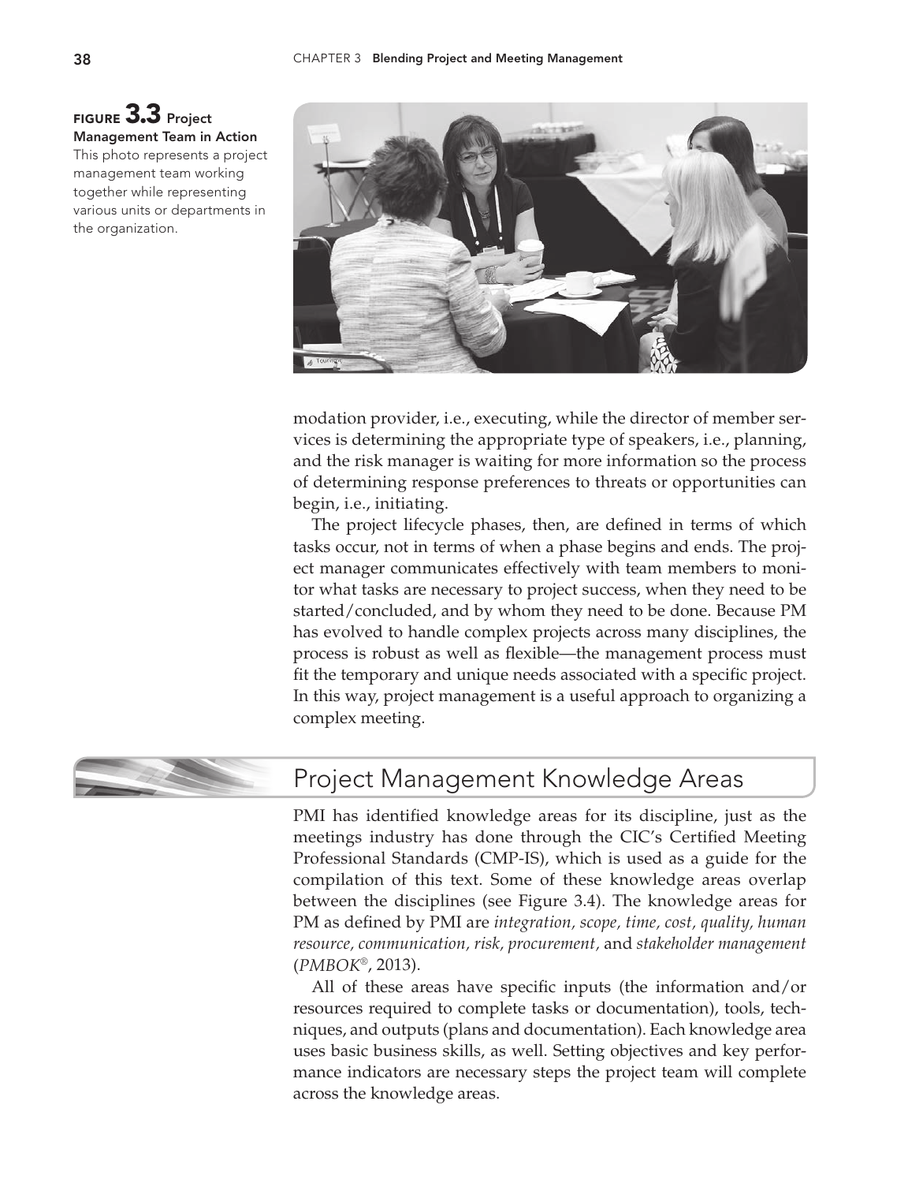**FIGURE 3.3 Project Management Team in Action**
This photo represents a project management team working together while representing various units or departments in the organization.

modation provider, i.e., executing, while the director of member services is determining the appropriate type of speakers, i.e., planning, and the risk manager is waiting for more information so the process of determining response preferences to threats or opportunities can begin, i.e., initiating.

The project lifecycle phases, then, are defined in terms of which tasks occur, not in terms of when a phase begins and ends. The project manager communicates effectively with team members to monitor what tasks are necessary to project success, when they need to be started/concluded, and by whom they need to be done. Because PM has evolved to handle complex projects across many disciplines, the process is robust as well as flexible—the management process must fit the temporary and unique needs associated with a specific project. In this way, project management is a useful approach to organizing a complex meeting.

## Project Management Knowledge Areas

PMI has identified knowledge areas for its discipline, just as the meetings industry has done through the CIC's Certified Meeting Professional Standards (CMP-IS), which is used as a guide for the compilation of this text. Some of these knowledge areas overlap between the disciplines (see Figure 3.4). The knowledge areas for PM as defined by PMI are *integration, scope, time, cost, quality, human resource, communication, risk, procurement,* and *stakeholder management* (*PMBOK®*, 2013).

All of these areas have specific inputs (the information and/or resources required to complete tasks or documentation), tools, techniques, and outputs (plans and documentation). Each knowledge area uses basic business skills, as well. Setting objectives and key performance indicators are necessary steps the project team will complete across the knowledge areas.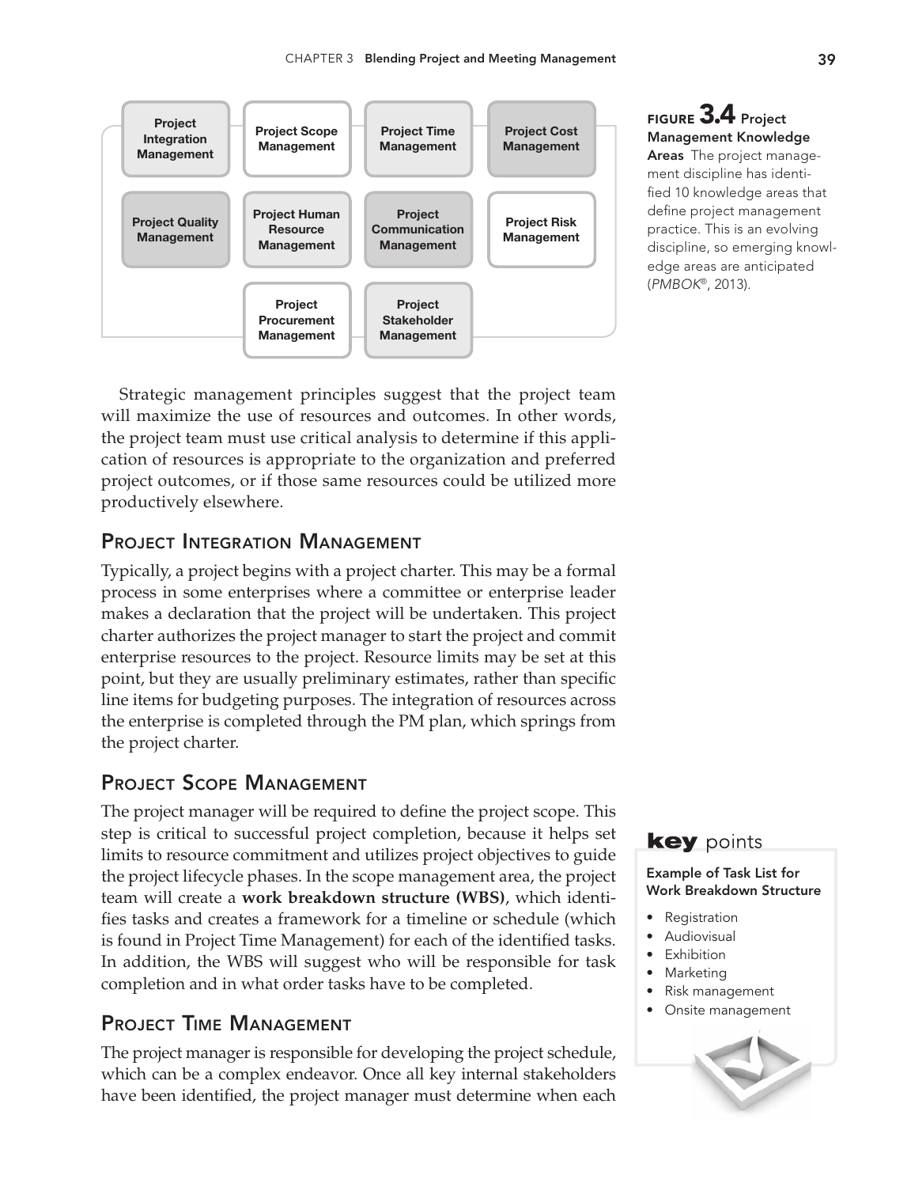| Project Integration Management | Project Scope Management | Project Time Management | Project Cost Management |
|---|---|---|---|
| Project Quality Management | Project Human Resource Management | Project Communication Management | Project Risk Management |
| | Project Procurement Management | Project Stakeholder Management | |

**FIGURE 3.4 Project Management Knowledge Areas** The project management discipline has identified 10 knowledge areas that define project management practice. This is an evolving discipline, so emerging knowledge areas are anticipated (*PMBOK*®, 2013).

Strategic management principles suggest that the project team will maximize the use of resources and outcomes. In other words, the project team must use critical analysis to determine if this application of resources is appropriate to the organization and preferred project outcomes, or if those same resources could be utilized more productively elsewhere.

## Project Integration Management

Typically, a project begins with a project charter. This may be a formal process in some enterprises where a committee or enterprise leader makes a declaration that the project will be undertaken. This project charter authorizes the project manager to start the project and commit enterprise resources to the project. Resource limits may be set at this point, but they are usually preliminary estimates, rather than specific line items for budgeting purposes. The integration of resources across the enterprise is completed through the PM plan, which springs from the project charter.

## Project Scope Management

The project manager will be required to define the project scope. This step is critical to successful project completion, because it helps set limits to resource commitment and utilizes project objectives to guide the project lifecycle phases. In the scope management area, the project team will create a **work breakdown structure (WBS)**, which identifies tasks and creates a framework for a timeline or schedule (which is found in Project Time Management) for each of the identified tasks. In addition, the WBS will suggest who will be responsible for task completion and in what order tasks have to be completed.

> **key points**
>
> **Example of Task List for Work Breakdown Structure**
>
> - Registration
> - Audiovisual
> - Exhibition
> - Marketing
> - Risk management
> - Onsite management

## Project Time Management

The project manager is responsible for developing the project schedule, which can be a complex endeavor. Once all key internal stakeholders have been identified, the project manager must determine when each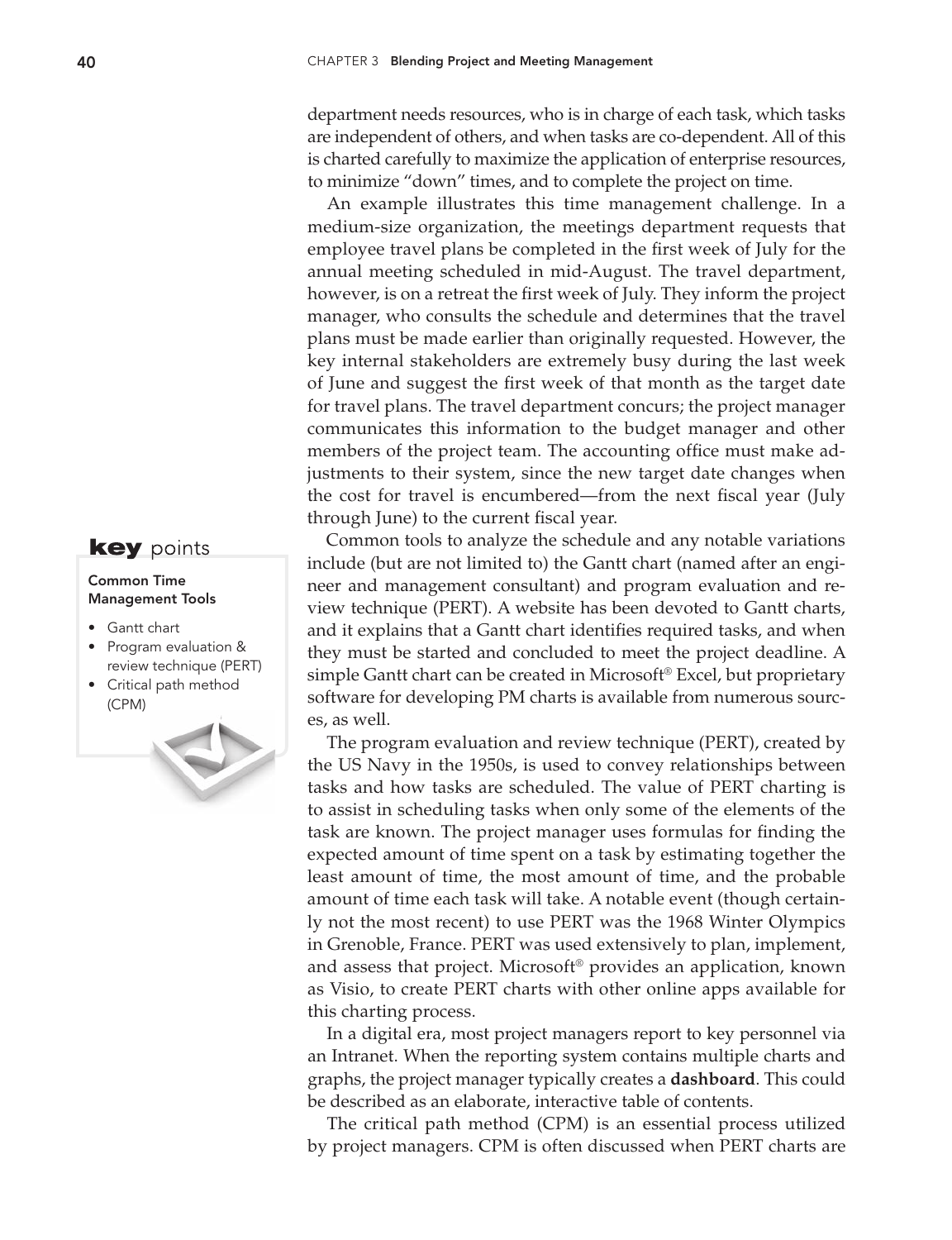department needs resources, who is in charge of each task, which tasks are independent of others, and when tasks are co-dependent. All of this is charted carefully to maximize the application of enterprise resources, to minimize "down" times, and to complete the project on time.

An example illustrates this time management challenge. In a medium-size organization, the meetings department requests that employee travel plans be completed in the first week of July for the annual meeting scheduled in mid-August. The travel department, however, is on a retreat the first week of July. They inform the project manager, who consults the schedule and determines that the travel plans must be made earlier than originally requested. However, the key internal stakeholders are extremely busy during the last week of June and suggest the first week of that month as the target date for travel plans. The travel department concurs; the project manager communicates this information to the budget manager and other members of the project team. The accounting office must make adjustments to their system, since the new target date changes when the cost for travel is encumbered—from the next fiscal year (July through June) to the current fiscal year.

> **key** points
>
> **Common Time Management Tools**
>
> - Gantt chart
> - Program evaluation & review technique (PERT)
> - Critical path method (CPM)

Common tools to analyze the schedule and any notable variations include (but are not limited to) the Gantt chart (named after an engineer and management consultant) and program evaluation and review technique (PERT). A website has been devoted to Gantt charts, and it explains that a Gantt chart identifies required tasks, and when they must be started and concluded to meet the project deadline. A simple Gantt chart can be created in Microsoft® Excel, but proprietary software for developing PM charts is available from numerous sources, as well.

The program evaluation and review technique (PERT), created by the US Navy in the 1950s, is used to convey relationships between tasks and how tasks are scheduled. The value of PERT charting is to assist in scheduling tasks when only some of the elements of the task are known. The project manager uses formulas for finding the expected amount of time spent on a task by estimating together the least amount of time, the most amount of time, and the probable amount of time each task will take. A notable event (though certainly not the most recent) to use PERT was the 1968 Winter Olympics in Grenoble, France. PERT was used extensively to plan, implement, and assess that project. Microsoft® provides an application, known as Visio, to create PERT charts with other online apps available for this charting process.

In a digital era, most project managers report to key personnel via an Intranet. When the reporting system contains multiple charts and graphs, the project manager typically creates a **dashboard**. This could be described as an elaborate, interactive table of contents.

The critical path method (CPM) is an essential process utilized by project managers. CPM is often discussed when PERT charts are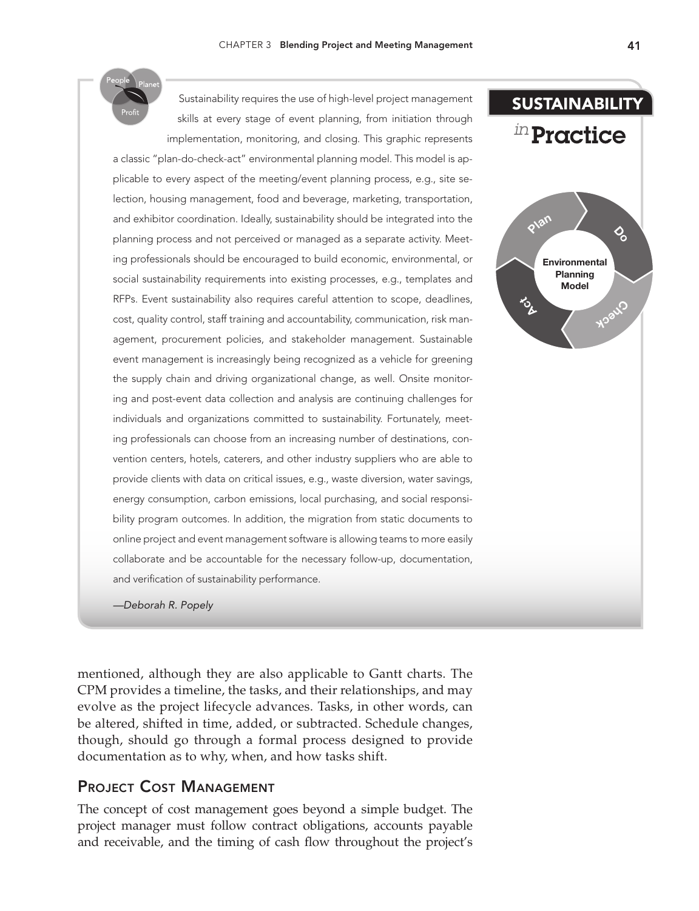## SUSTAINABILITY *in* Practice

Sustainability requires the use of high-level project management skills at every stage of event planning, from initiation through implementation, monitoring, and closing. This graphic represents a classic "plan-do-check-act" environmental planning model. This model is applicable to every aspect of the meeting/event planning process, e.g., site selection, housing management, food and beverage, marketing, transportation, and exhibitor coordination. Ideally, sustainability should be integrated into the planning process and not perceived or managed as a separate activity. Meeting professionals should be encouraged to build economic, environmental, or social sustainability requirements into existing processes, e.g., templates and RFPs. Event sustainability also requires careful attention to scope, deadlines, cost, quality control, staff training and accountability, communication, risk management, procurement policies, and stakeholder management. Sustainable event management is increasingly being recognized as a vehicle for greening the supply chain and driving organizational change, as well. Onsite monitoring and post-event data collection and analysis are continuing challenges for individuals and organizations committed to sustainability. Fortunately, meeting professionals can choose from an increasing number of destinations, convention centers, hotels, caterers, and other industry suppliers who are able to provide clients with data on critical issues, e.g., waste diversion, water savings, energy consumption, carbon emissions, local purchasing, and social responsibility program outcomes. In addition, the migration from static documents to online project and event management software is allowing teams to more easily collaborate and be accountable for the necessary follow-up, documentation, and verification of sustainability performance.

*—Deborah R. Popely*

Environmental Planning Model: Plan, Do, Check, Act

mentioned, although they are also applicable to Gantt charts. The CPM provides a timeline, the tasks, and their relationships, and may evolve as the project lifecycle advances. Tasks, in other words, can be altered, shifted in time, added, or subtracted. Schedule changes, though, should go through a formal process designed to provide documentation as to why, when, and how tasks shift.

## Project Cost Management

The concept of cost management goes beyond a simple budget. The project manager must follow contract obligations, accounts payable and receivable, and the timing of cash flow throughout the project's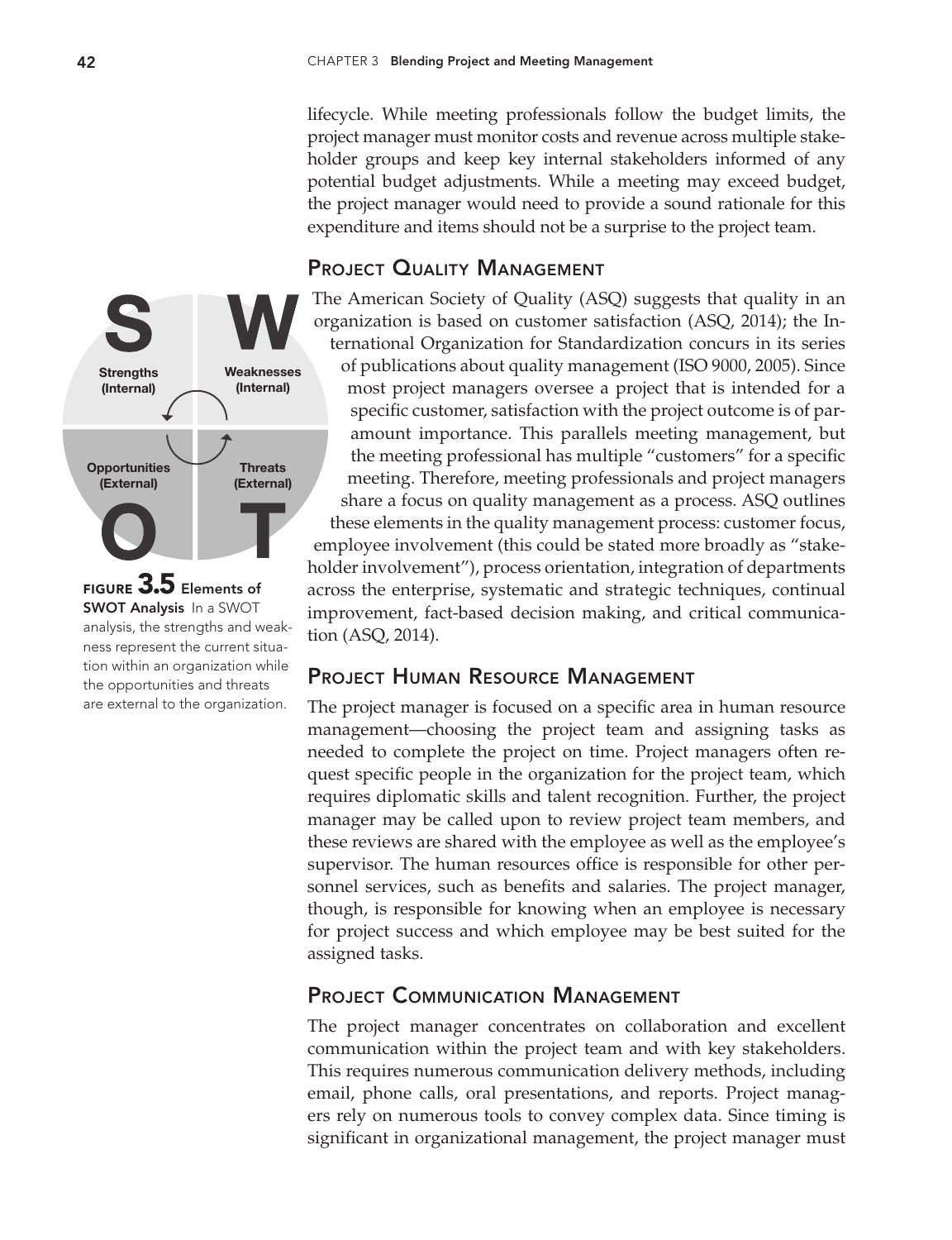lifecycle. While meeting professionals follow the budget limits, the project manager must monitor costs and revenue across multiple stakeholder groups and keep key internal stakeholders informed of any potential budget adjustments. While a meeting may exceed budget, the project manager would need to provide a sound rationale for this expenditure and items should not be a surprise to the project team.

## Project Quality Management

The American Society of Quality (ASQ) suggests that quality in an organization is based on customer satisfaction (ASQ, 2014); the International Organization for Standardization concurs in its series of publications about quality management (ISO 9000, 2005). Since most project managers oversee a project that is intended for a specific customer, satisfaction with the project outcome is of paramount importance. This parallels meeting management, but the meeting professional has multiple "customers" for a specific meeting. Therefore, meeting professionals and project managers share a focus on quality management as a process. ASQ outlines these elements in the quality management process: customer focus, employee involvement (this could be stated more broadly as "stakeholder involvement"), process orientation, integration of departments across the enterprise, systematic and strategic techniques, continual improvement, fact-based decision making, and critical communication (ASQ, 2014).

S W O T

Strengths (Internal) | Weaknesses (Internal) | Opportunities (External) | Threats (External)

**FIGURE 3.5 Elements of SWOT Analysis** In a SWOT analysis, the strengths and weakness represent the current situation within an organization while the opportunities and threats are external to the organization.

## Project Human Resource Management

The project manager is focused on a specific area in human resource management—choosing the project team and assigning tasks as needed to complete the project on time. Project managers often request specific people in the organization for the project team, which requires diplomatic skills and talent recognition. Further, the project manager may be called upon to review project team members, and these reviews are shared with the employee as well as the employee's supervisor. The human resources office is responsible for other personnel services, such as benefits and salaries. The project manager, though, is responsible for knowing when an employee is necessary for project success and which employee may be best suited for the assigned tasks.

## Project Communication Management

The project manager concentrates on collaboration and excellent communication within the project team and with key stakeholders. This requires numerous communication delivery methods, including email, phone calls, oral presentations, and reports. Project managers rely on numerous tools to convey complex data. Since timing is significant in organizational management, the project manager must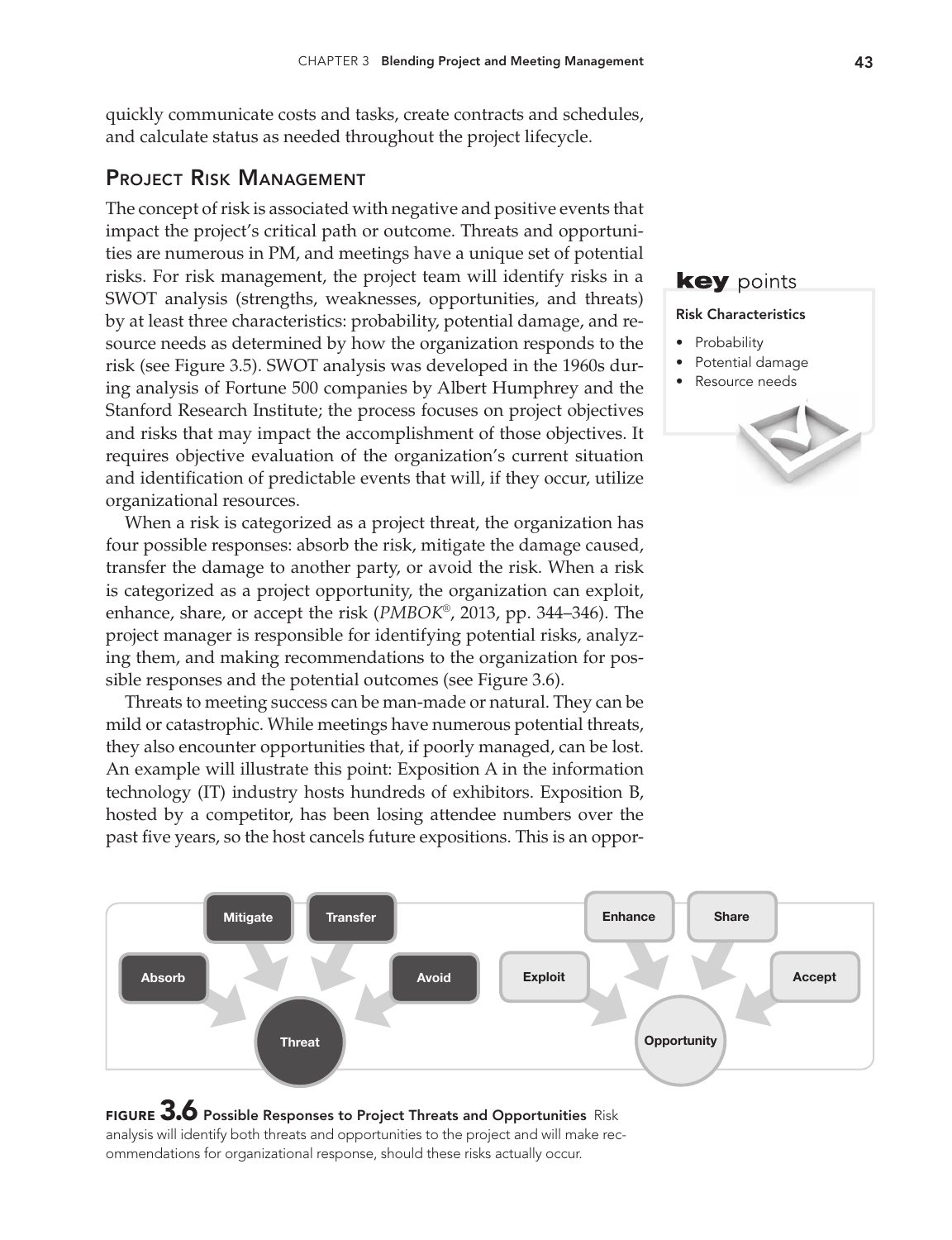quickly communicate costs and tasks, create contracts and schedules, and calculate status as needed throughout the project lifecycle.

## Project Risk Management

The concept of risk is associated with negative and positive events that impact the project's critical path or outcome. Threats and opportunities are numerous in PM, and meetings have a unique set of potential risks. For risk management, the project team will identify risks in a SWOT analysis (strengths, weaknesses, opportunities, and threats) by at least three characteristics: probability, potential damage, and resource needs as determined by how the organization responds to the risk (see Figure 3.5). SWOT analysis was developed in the 1960s during analysis of Fortune 500 companies by Albert Humphrey and the Stanford Research Institute; the process focuses on project objectives and risks that may impact the accomplishment of those objectives. It requires objective evaluation of the organization's current situation and identification of predictable events that will, if they occur, utilize organizational resources.

> **key points**
>
> **Risk Characteristics**
>
> - Probability
> - Potential damage
> - Resource needs

When a risk is categorized as a project threat, the organization has four possible responses: absorb the risk, mitigate the damage caused, transfer the damage to another party, or avoid the risk. When a risk is categorized as a project opportunity, the organization can exploit, enhance, share, or accept the risk (*PMBOK*®, 2013, pp. 344–346). The project manager is responsible for identifying potential risks, analyzing them, and making recommendations to the organization for possible responses and the potential outcomes (see Figure 3.6).

Threats to meeting success can be man-made or natural. They can be mild or catastrophic. While meetings have numerous potential threats, they also encounter opportunities that, if poorly managed, can be lost. An example will illustrate this point: Exposition A in the information technology (IT) industry hosts hundreds of exhibitors. Exposition B, hosted by a competitor, has been losing attendee numbers over the past five years, so the host cancels future expositions. This is an oppor-

Absorb, Mitigate, Transfer, Avoid → Threat

Exploit, Enhance, Share, Accept → Opportunity

**FIGURE 3.6 Possible Responses to Project Threats and Opportunities** Risk analysis will identify both threats and opportunities to the project and will make recommendations for organizational response, should these risks actually occur.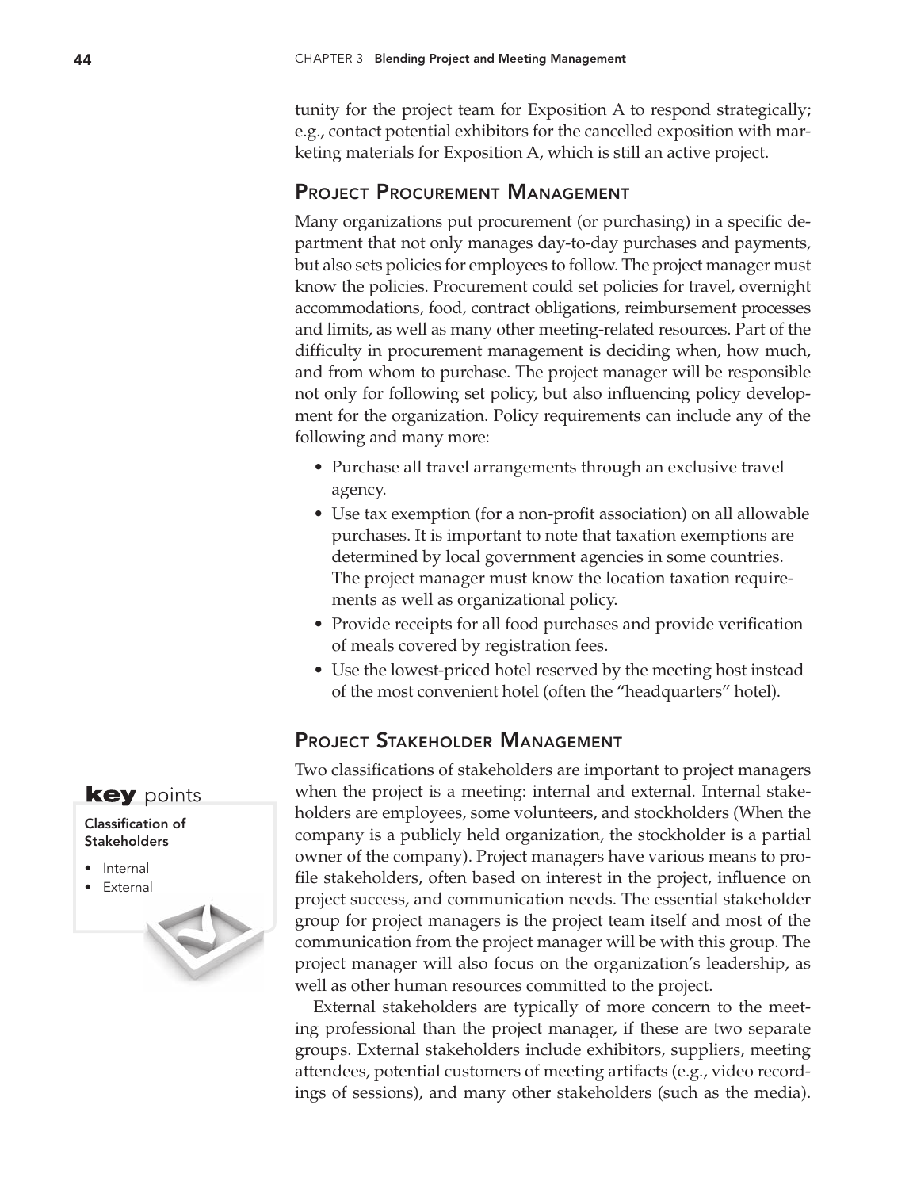tunity for the project team for Exposition A to respond strategically; e.g., contact potential exhibitors for the cancelled exposition with marketing materials for Exposition A, which is still an active project.

## Project Procurement Management

Many organizations put procurement (or purchasing) in a specific department that not only manages day-to-day purchases and payments, but also sets policies for employees to follow. The project manager must know the policies. Procurement could set policies for travel, overnight accommodations, food, contract obligations, reimbursement processes and limits, as well as many other meeting-related resources. Part of the difficulty in procurement management is deciding when, how much, and from whom to purchase. The project manager will be responsible not only for following set policy, but also influencing policy development for the organization. Policy requirements can include any of the following and many more:

- Purchase all travel arrangements through an exclusive travel agency.
- Use tax exemption (for a non-profit association) on all allowable purchases. It is important to note that taxation exemptions are determined by local government agencies in some countries. The project manager must know the location taxation requirements as well as organizational policy.
- Provide receipts for all food purchases and provide verification of meals covered by registration fees.
- Use the lowest-priced hotel reserved by the meeting host instead of the most convenient hotel (often the "headquarters" hotel).

## Project Stakeholder Management

> **key** points
>
> **Classification of Stakeholders**
>
> - Internal
> - External

Two classifications of stakeholders are important to project managers when the project is a meeting: internal and external. Internal stakeholders are employees, some volunteers, and stockholders (When the company is a publicly held organization, the stockholder is a partial owner of the company). Project managers have various means to profile stakeholders, often based on interest in the project, influence on project success, and communication needs. The essential stakeholder group for project managers is the project team itself and most of the communication from the project manager will be with this group. The project manager will also focus on the organization's leadership, as well as other human resources committed to the project.

External stakeholders are typically of more concern to the meeting professional than the project manager, if these are two separate groups. External stakeholders include exhibitors, suppliers, meeting attendees, potential customers of meeting artifacts (e.g., video recordings of sessions), and many other stakeholders (such as the media).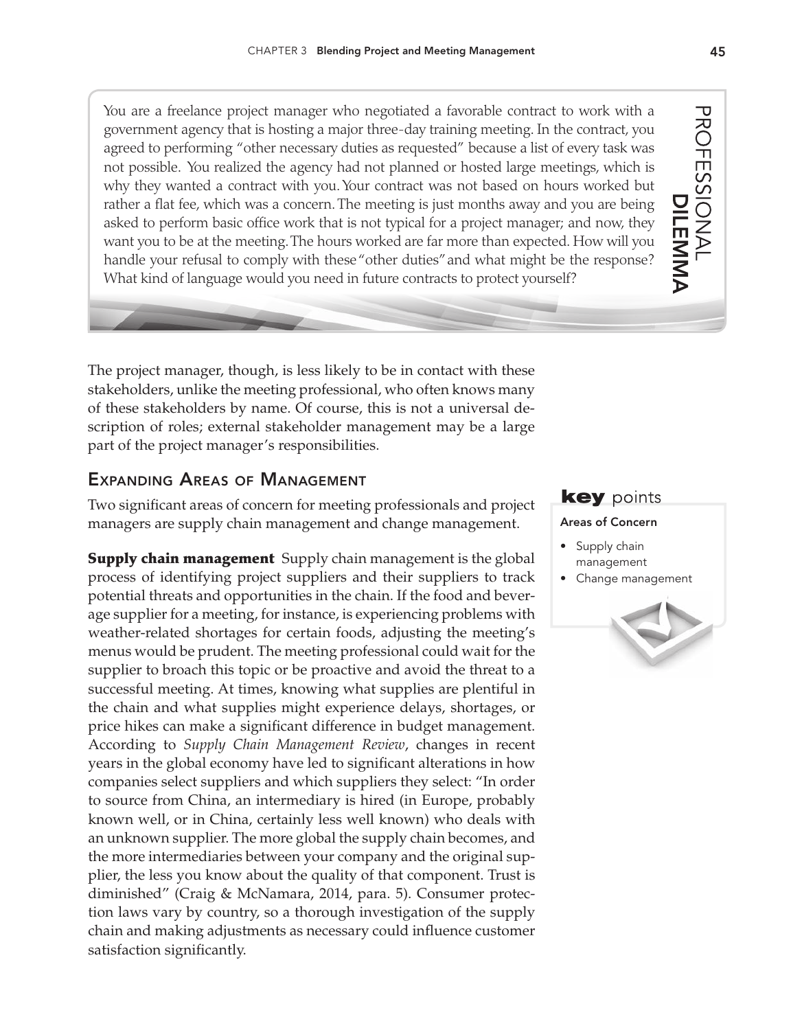## PROFESSIONAL DILEMMA

You are a freelance project manager who negotiated a favorable contract to work with a government agency that is hosting a major three-day training meeting. In the contract, you agreed to performing "other necessary duties as requested" because a list of every task was not possible. You realized the agency had not planned or hosted large meetings, which is why they wanted a contract with you. Your contract was not based on hours worked but rather a flat fee, which was a concern. The meeting is just months away and you are being asked to perform basic office work that is not typical for a project manager; and now, they want you to be at the meeting. The hours worked are far more than expected. How will you handle your refusal to comply with these "other duties" and what might be the response? What kind of language would you need in future contracts to protect yourself?

The project manager, though, is less likely to be in contact with these stakeholders, unlike the meeting professional, who often knows many of these stakeholders by name. Of course, this is not a universal description of roles; external stakeholder management may be a large part of the project manager's responsibilities.

## Expanding Areas of Management

Two significant areas of concern for meeting professionals and project managers are supply chain management and change management.

> **key points**
>
> **Areas of Concern**
>
> - Supply chain management
> - Change management

**Supply chain management** Supply chain management is the global process of identifying project suppliers and their suppliers to track potential threats and opportunities in the chain. If the food and beverage supplier for a meeting, for instance, is experiencing problems with weather-related shortages for certain foods, adjusting the meeting's menus would be prudent. The meeting professional could wait for the supplier to broach this topic or be proactive and avoid the threat to a successful meeting. At times, knowing what supplies are plentiful in the chain and what supplies might experience delays, shortages, or price hikes can make a significant difference in budget management. According to *Supply Chain Management Review*, changes in recent years in the global economy have led to significant alterations in how companies select suppliers and which suppliers they select: "In order to source from China, an intermediary is hired (in Europe, probably known well, or in China, certainly less well known) who deals with an unknown supplier. The more global the supply chain becomes, and the more intermediaries between your company and the original supplier, the less you know about the quality of that component. Trust is diminished" (Craig & McNamara, 2014, para. 5). Consumer protection laws vary by country, so a thorough investigation of the supply chain and making adjustments as necessary could influence customer satisfaction significantly.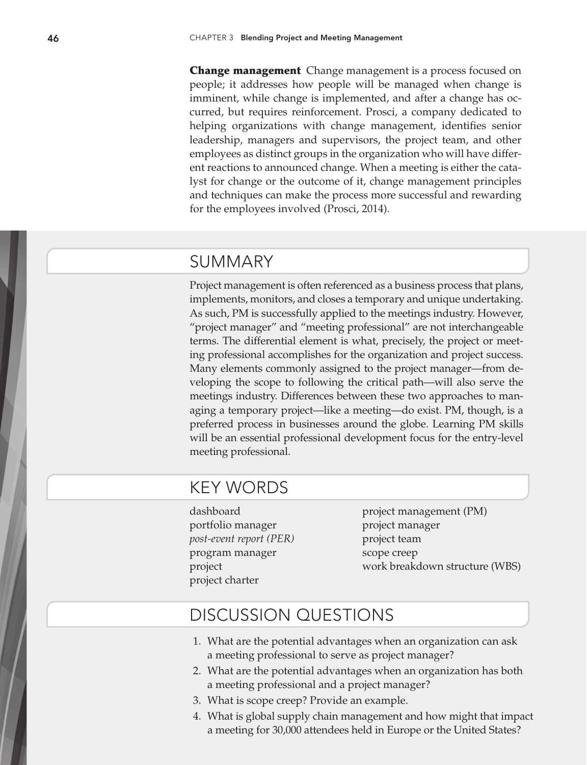**Change management** Change management is a process focused on people; it addresses how people will be managed when change is imminent, while change is implemented, and after a change has occurred, but requires reinforcement. Prosci, a company dedicated to helping organizations with change management, identifies senior leadership, managers and supervisors, the project team, and other employees as distinct groups in the organization who will have different reactions to announced change. When a meeting is either the catalyst for change or the outcome of it, change management principles and techniques can make the process more successful and rewarding for the employees involved (Prosci, 2014).

## SUMMARY

Project management is often referenced as a business process that plans, implements, monitors, and closes a temporary and unique undertaking. As such, PM is successfully applied to the meetings industry. However, "project manager" and "meeting professional" are not interchangeable terms. The differential element is what, precisely, the project or meeting professional accomplishes for the organization and project success. Many elements commonly assigned to the project manager—from developing the scope to following the critical path—will also serve the meetings industry. Differences between these two approaches to managing a temporary project—like a meeting—do exist. PM, though, is a preferred process in businesses around the globe. Learning PM skills will be an essential professional development focus for the entry-level meeting professional.

## KEY WORDS

dashboard
portfolio manager
*post-event report (PER)*
program manager
project
project charter
project management (PM)
project manager
project team
scope creep
work breakdown structure (WBS)

## DISCUSSION QUESTIONS

1. What are the potential advantages when an organization can ask a meeting professional to serve as project manager?
2. What are the potential advantages when an organization has both a meeting professional and a project manager?
3. What is scope creep? Provide an example.
4. What is global supply chain management and how might that impact a meeting for 30,000 attendees held in Europe or the United States?